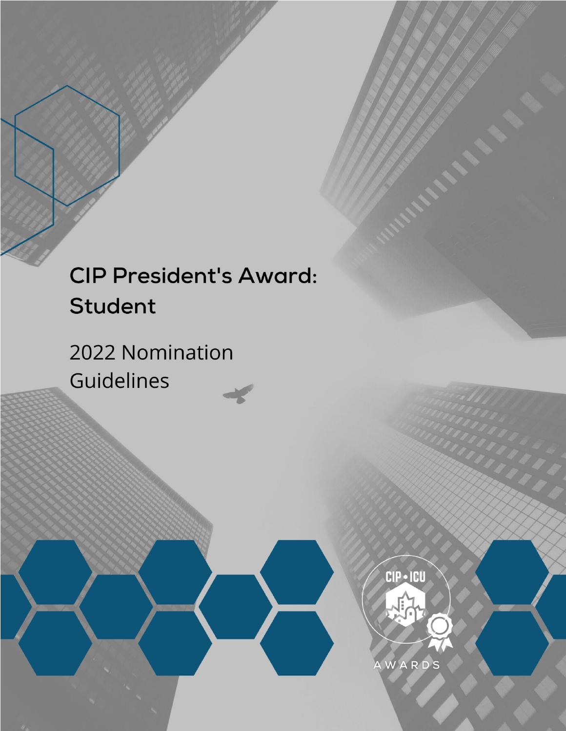# CIP President's Award: Student

2022 Nomination Guidelines

CIP • ICU

AWARDS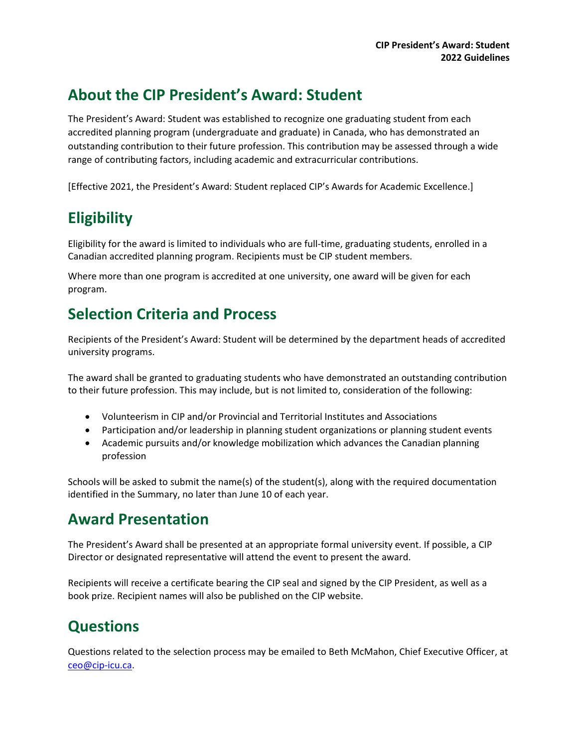# About the CIP President's Award: Student

The President's Award: Student was established to recognize one graduating student from each accredited planning program (undergraduate and graduate) in Canada, who has demonstrated an outstanding contribution to their future profession. This contribution may be assessed through a wide range of contributing factors, including academic and extracurricular contributions.

[Effective 2021, the President's Award: Student replaced CIP's Awards for Academic Excellence.]

# Eligibility

Eligibility for the award is limited to individuals who are full-time, graduating students, enrolled in a Canadian accredited planning program. Recipients must be CIP student members.

Where more than one program is accredited at one university, one award will be given for each program.

# Selection Criteria and Process

Recipients of the President's Award: Student will be determined by the department heads of accredited university programs.

The award shall be granted to graduating students who have demonstrated an outstanding contribution to their future profession. This may include, but is not limited to, consideration of the following:

- Volunteerism in CIP and/or Provincial and Territorial Institutes and Associations
- Participation and/or leadership in planning student organizations or planning student events
- Academic pursuits and/or knowledge mobilization which advances the Canadian planning profession

Schools will be asked to submit the name(s) of the student(s), along with the required documentation identified in the Summary, no later than June 10 of each year.

# Award Presentation

The President's Award shall be presented at an appropriate formal university event. If possible, a CIP Director or designated representative will attend the event to present the award.

Recipients will receive a certificate bearing the CIP seal and signed by the CIP President, as well as a book prize. Recipient names will also be published on the CIP website.

# Questions

Questions related to the selection process may be emailed to Beth McMahon, Chief Executive Officer, at ceo@cip-icu.ca.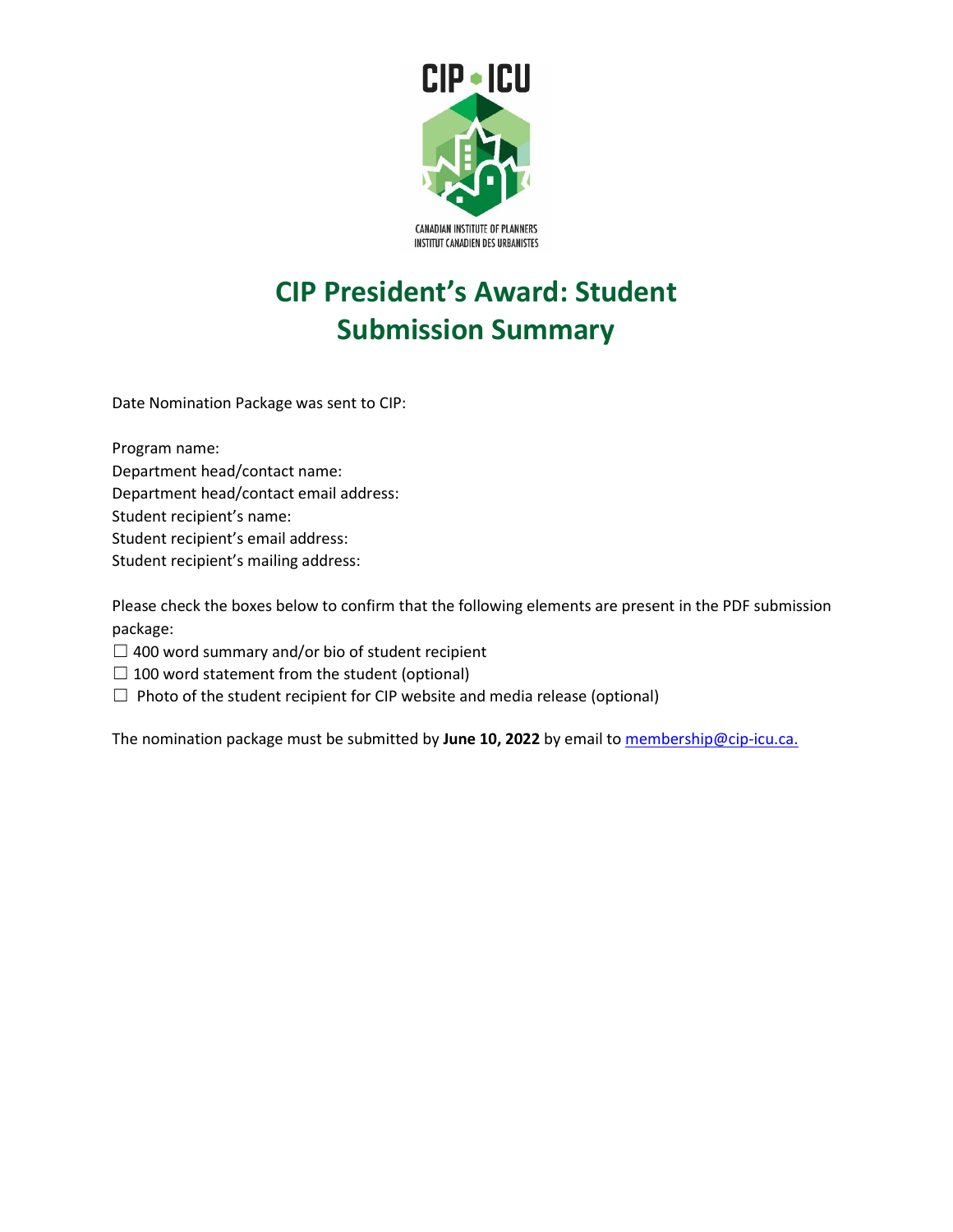# CIP President's Award: Student Submission Summary

Date Nomination Package was sent to CIP:

Program name:
Department head/contact name:
Department head/contact email address:
Student recipient's name:
Student recipient's email address:
Student recipient's mailing address:

Please check the boxes below to confirm that the following elements are present in the PDF submission package:

☐ 400 word summary and/or bio of student recipient
☐ 100 word statement from the student (optional)
☐ Photo of the student recipient for CIP website and media release (optional)

The nomination package must be submitted by **June 10, 2022** by email to membership@cip-icu.ca.